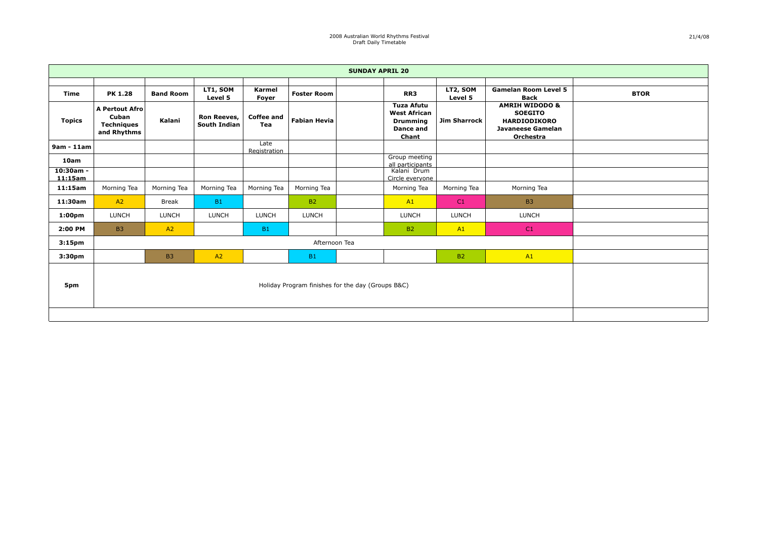2008 Australian World Rhythms Festival
Draft Daily Timetable

21/4/08

| SUNDAY APRIL 20 | | | | | | | | | | |
|---|---|---|---|---|---|---|---|---|---|---|
| **Time** | **PK 1.28** | **Band Room** | **LT1, SOM Level 5** | **Karmel Foyer** | **Foster Room** | | **RR3** | **LT2, SOM Level 5** | **Gamelan Room Level 5 Back** | **BTOR** |
| **Topics** | **A Pertout Afro Cuban Techniques and Rhythms** | **Kalani** | **Ron Reeves, South Indian** | **Coffee and Tea** | **Fabian Hevia** | | **Tuza Afutu West African Drumming Dance and Chant** | **Jim Sharrock** | **AMRIH WIDODO & SOEGITO HARDIODIKORO Javaneese Gamelan Orchestra** | |
| **9am - 11am** | | | | Late Registration | | | | | | |
| **10am** | | | | | | | Group meeting all participants | | | |
| **10:30am - 11:15am** | | | | | | | Kalani Drum Circle everyone | | | |
| **11:15am** | Morning Tea | Morning Tea | Morning Tea | Morning Tea | Morning Tea | | Morning Tea | Morning Tea | Morning Tea | |
| **11:30am** | A2 | Break | B1 | | B2 | | A1 | C1 | B3 | |
| **1:00pm** | LUNCH | LUNCH | LUNCH | LUNCH | LUNCH | | LUNCH | LUNCH | LUNCH | |
| **2:00 PM** | B3 | A2 | | B1 | | | B2 | A1 | C1 | |
| **3:15pm** | Afternoon Tea | | | | | | | | | |
| **3:30pm** | | B3 | A2 | | B1 | | | B2 | A1 | |
| **5pm** | Holiday Program finishes for the day (Groups B&C) | | | | | | | | | |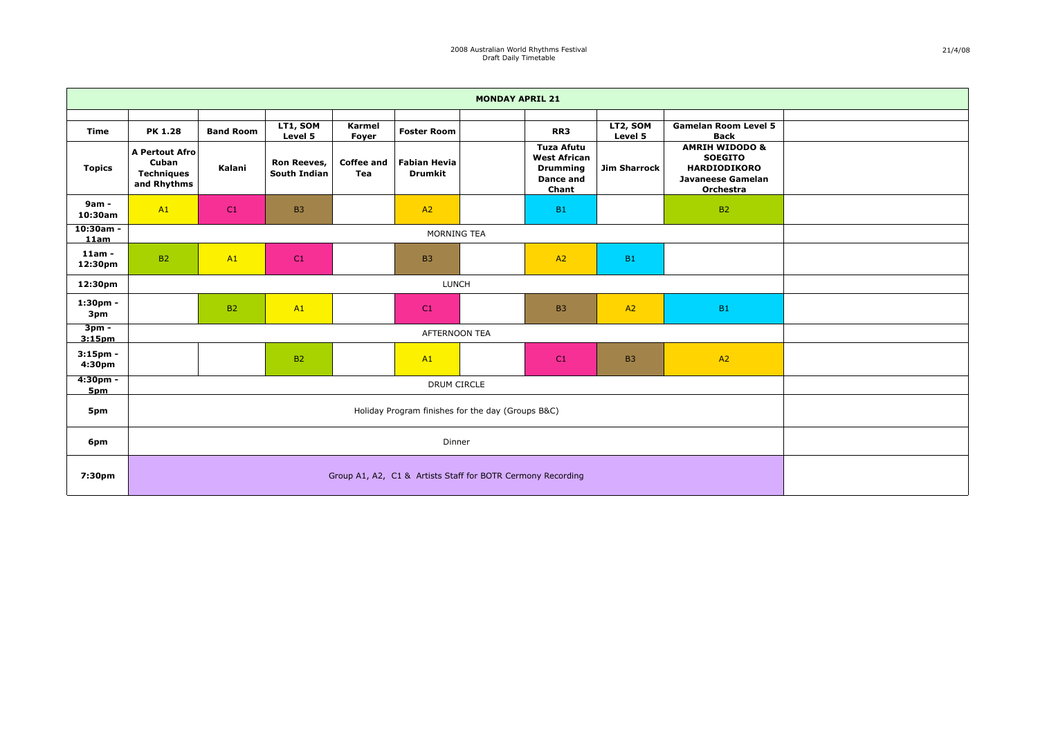| MONDAY APRIL 21 | | | | | | | | | | |
|---|---|---|---|---|---|---|---|---|---|---|
| **Time** | **PK 1.28** | **Band Room** | **LT1, SOM Level 5** | **Karmel Foyer** | **Foster Room** | | **RR3** | **LT2, SOM Level 5** | **Gamelan Room Level 5 Back** | |
| **Topics** | **A Pertout Afro Cuban Techniques and Rhythms** | **Kalani** | **Ron Reeves, South Indian** | **Coffee and Tea** | **Fabian Hevia Drumkit** | | **Tuza Afutu West African Drumming Dance and Chant** | **Jim Sharrock** | **AMRIH WIDODO & SOEGITO HARDIODIKORO Javaneese Gamelan Orchestra** | |
| **9am - 10:30am** | A1 | C1 | B3 | | A2 | | B1 | | B2 | |
| **10:30am - 11am** | MORNING TEA | | | | | | | | | |
| **11am - 12:30pm** | B2 | A1 | C1 | | B3 | | A2 | B1 | | |
| **12:30pm** | LUNCH | | | | | | | | | |
| **1:30pm - 3pm** | | B2 | A1 | | C1 | | B3 | A2 | B1 | |
| **3pm - 3:15pm** | AFTERNOON TEA | | | | | | | | | |
| **3:15pm - 4:30pm** | | | B2 | | A1 | | C1 | B3 | A2 | |
| **4:30pm - 5pm** | DRUM CIRCLE | | | | | | | | | |
| **5pm** | Holiday Program finishes for the day (Groups B&C) | | | | | | | | | |
| **6pm** | Dinner | | | | | | | | | |
| **7:30pm** | Group A1, A2, C1 & Artists Staff for BOTR Cermony Recording | | | | | | | | | |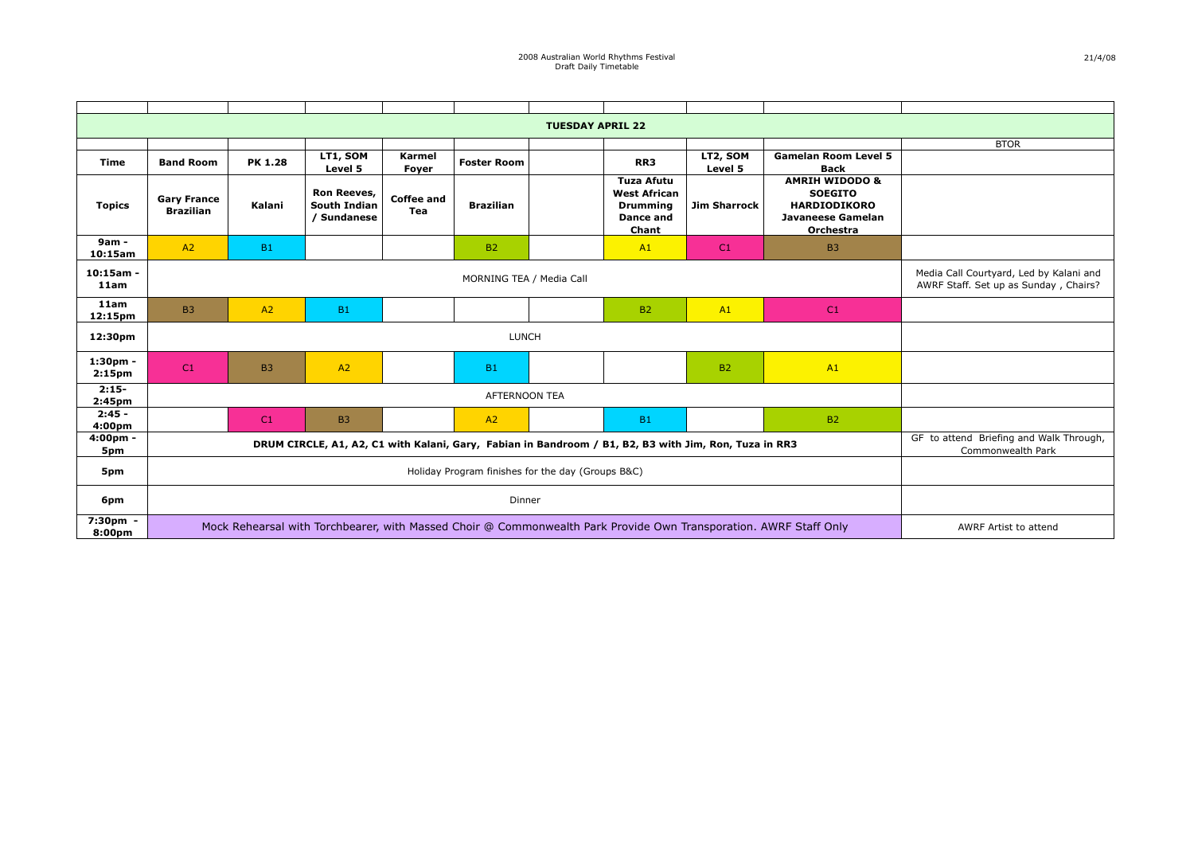2008 Australian World Rhythms Festival
Draft Daily Timetable

21/4/08

| | | | | | | | | | | |
|---|---|---|---|---|---|---|---|---|---|---|
| **TUESDAY APRIL 22** | | | | | | | | | | |
| | | | | | | | | | | BTOR |
| **Time** | **Band Room** | **PK 1.28** | **LT1, SOM Level 5** | **Karmel Foyer** | **Foster Room** | | **RR3** | **LT2, SOM Level 5** | **Gamelan Room Level 5 Back** | |
| **Topics** | **Gary France Brazilian** | **Kalani** | **Ron Reeves, South Indian / Sundanese** | **Coffee and Tea** | **Brazilian** | | **Tuza Afutu West African Drumming Dance and Chant** | **Jim Sharrock** | **AMRIH WIDODO & SOEGITO HARDIODIKORO Javaneese Gamelan Orchestra** | |
| **9am - 10:15am** | A2 | B1 | | | B2 | | A1 | C1 | B3 | |
| **10:15am - 11am** | MORNING TEA / Media Call | | | | | | | | | Media Call Courtyard, Led by Kalani and AWRF Staff. Set up as Sunday , Chairs? |
| **11am 12:15pm** | B3 | A2 | B1 | | | | B2 | A1 | C1 | |
| **12:30pm** | LUNCH | | | | | | | | | |
| **1:30pm - 2:15pm** | C1 | B3 | A2 | | B1 | | | B2 | A1 | |
| **2:15- 2:45pm** | AFTERNOON TEA | | | | | | | | | |
| **2:45 - 4:00pm** | | C1 | B3 | | A2 | | B1 | | B2 | |
| **4:00pm - 5pm** | **DRUM CIRCLE, A1, A2, C1 with Kalani, Gary, Fabian in Bandroom / B1, B2, B3 with Jim, Ron, Tuza in RR3** | | | | | | | | | GF to attend Briefing and Walk Through, Commonwealth Park |
| **5pm** | Holiday Program finishes for the day (Groups B&C) | | | | | | | | | |
| **6pm** | Dinner | | | | | | | | | |
| **7:30pm - 8:00pm** | Mock Rehearsal with Torchbearer, with Massed Choir @ Commonwealth Park Provide Own Transporation. AWRF Staff Only | | | | | | | | | AWRF Artist to attend |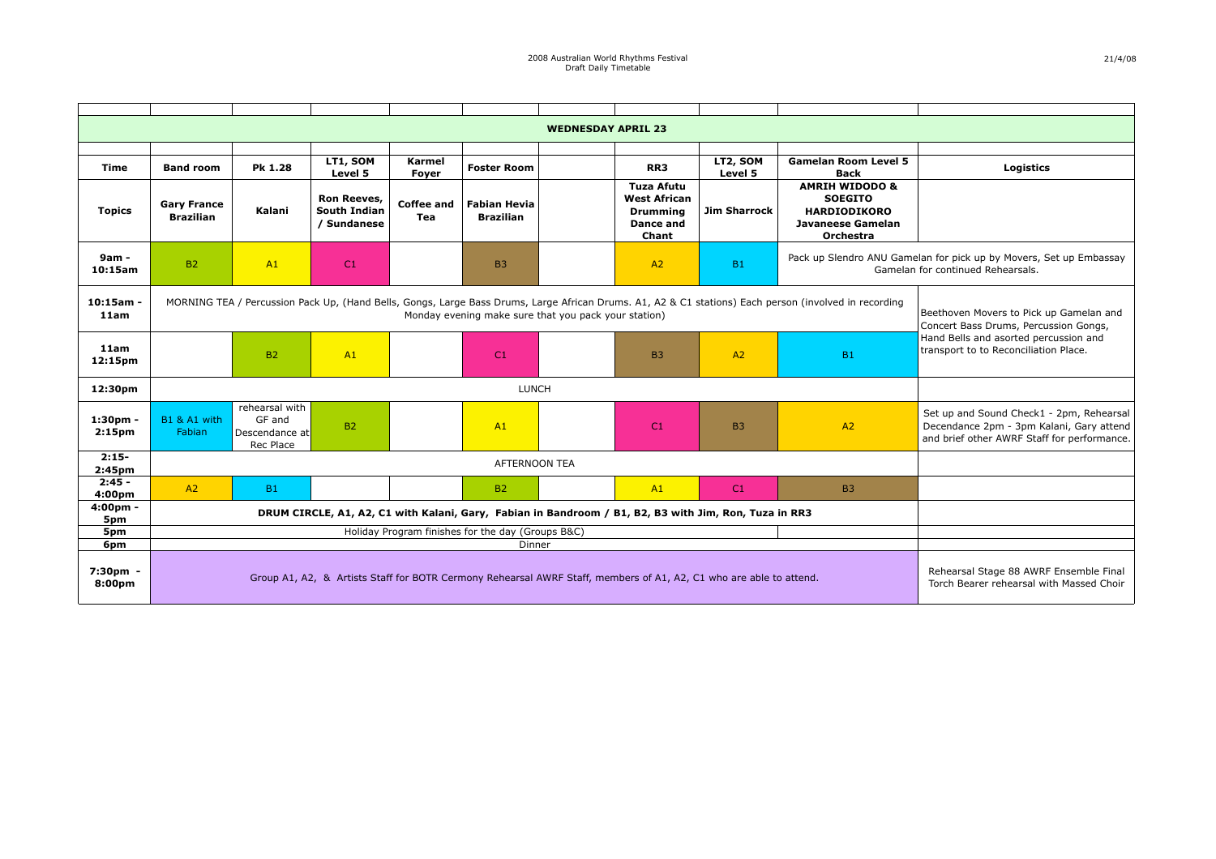2008 Australian World Rhythms Festival
Draft Daily Timetable

21/4/08

| | | | | | | | | | | |
|---|---|---|---|---|---|---|---|---|---|---|
| **WEDNESDAY APRIL 23** | | | | | | | | | | |
| **Time** | **Band room** | **Pk 1.28** | **LT1, SOM Level 5** | **Karmel Foyer** | **Foster Room** | | **RR3** | **LT2, SOM Level 5** | **Gamelan Room Level 5 Back** | **Logistics** |
| **Topics** | **Gary France Brazilian** | **Kalani** | **Ron Reeves, South Indian / Sundanese** | **Coffee and Tea** | **Fabian Hevia Brazilian** | | **Tuza Afutu West African Drumming Dance and Chant** | **Jim Sharrock** | **AMRIH WIDODO & SOEGITO HARDIODIKORO Javaneese Gamelan Orchestra** | |
| **9am - 10:15am** | B2 | A1 | C1 | | B3 | | A2 | B1 | Pack up Slendro ANU Gamelan for pick up by Movers, Set up Embassay Gamelan for continued Rehearsals. | |
| **10:15am - 11am** | MORNING TEA / Percussion Pack Up, (Hand Bells, Gongs, Large Bass Drums, Large African Drums. A1, A2 & C1 stations) Each person (involved in recording Monday evening make sure that you pack your station) | | | | | | | | | Beethoven Movers to Pick up Gamelan and Concert Bass Drums, Percussion Gongs, Hand Bells and asorted percussion and transport to to Reconciliation Place. |
| **11am 12:15pm** | | B2 | A1 | | C1 | | B3 | A2 | B1 | |
| **12:30pm** | LUNCH | | | | | | | | | |
| **1:30pm - 2:15pm** | B1 & A1 with Fabian | rehearsal with GF and Descendance at Rec Place | B2 | | A1 | | C1 | B3 | A2 | Set up and Sound Check1 - 2pm, Rehearsal Decendance 2pm - 3pm Kalani, Gary attend and brief other AWRF Staff for performance. |
| **2:15- 2:45pm** | AFTERNOON TEA | | | | | | | | | |
| **2:45 - 4:00pm** | A2 | B1 | | | B2 | | A1 | C1 | B3 | |
| **4:00pm - 5pm** | **DRUM CIRCLE, A1, A2, C1 with Kalani, Gary, Fabian in Bandroom / B1, B2, B3 with Jim, Ron, Tuza in RR3** | | | | | | | | | |
| **5pm** | Holiday Program finishes for the day (Groups B&C) | | | | | | | | | |
| **6pm** | Dinner | | | | | | | | | |
| **7:30pm - 8:00pm** | Group A1, A2, & Artists Staff for BOTR Cermony Rehearsal AWRF Staff, members of A1, A2, C1 who are able to attend. | | | | | | | | | Rehearsal Stage 88 AWRF Ensemble Final Torch Bearer rehearsal with Massed Choir |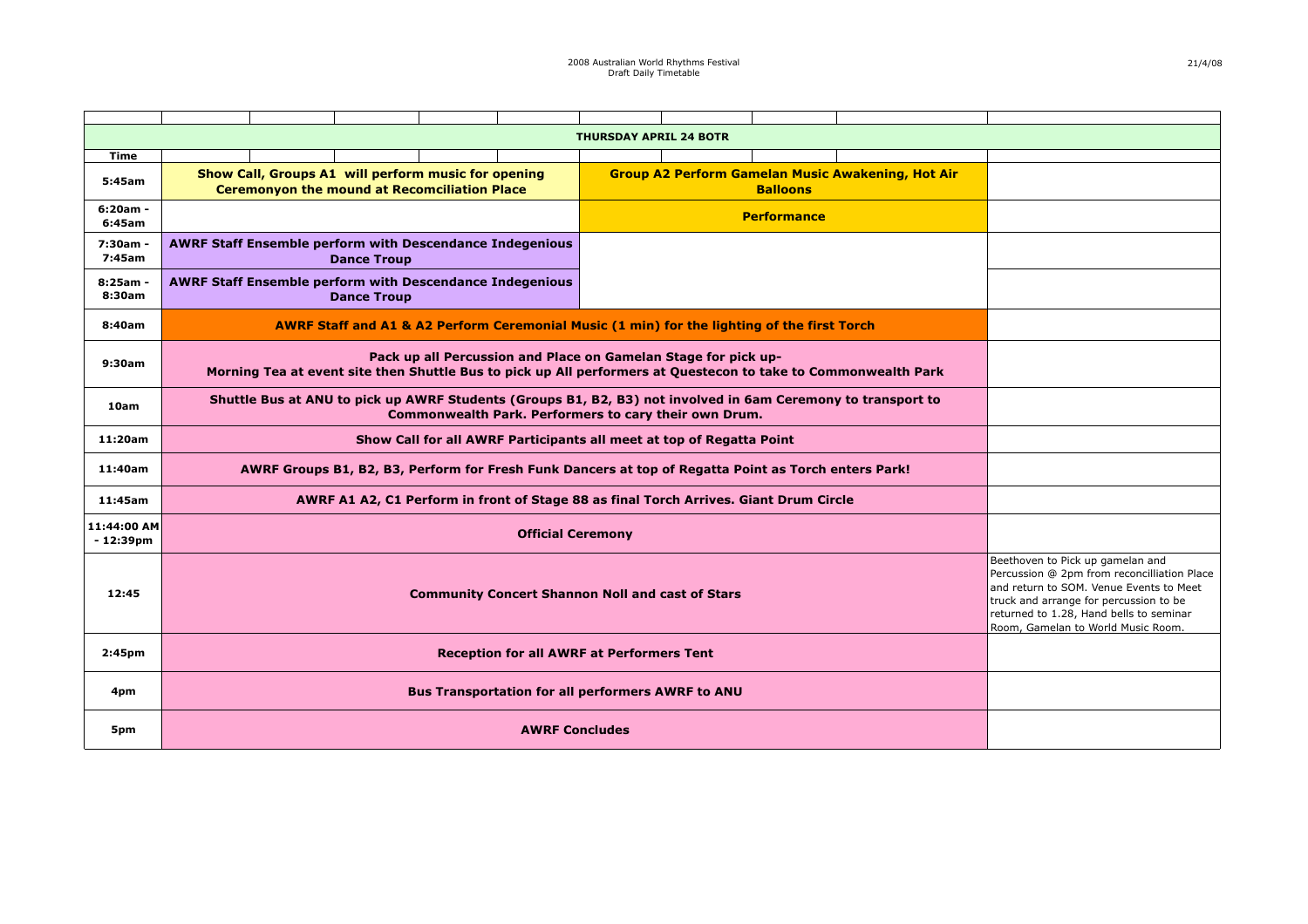2008 Australian World Rhythms Festival
Draft Daily Timetable

21/4/08

| Time | | | |
|---|---|---|---|
| **THURSDAY APRIL 24 BOTR** | | | |
| **5:45am** | **Show Call, Groups A1 will perform music for opening Ceremonyon the mound at Recomciliation Place** | **Group A2 Perform Gamelan Music Awakening, Hot Air Balloons** | |
| **6:20am - 6:45am** | | **Performance** | |
| **7:30am - 7:45am** | **AWRF Staff Ensemble perform with Descendance Indegenious Dance Troup** | | |
| **8:25am - 8:30am** | **AWRF Staff Ensemble perform with Descendance Indegenious Dance Troup** | | |
| **8:40am** | **AWRF Staff and A1 & A2 Perform Ceremonial Music (1 min) for the lighting of the first Torch** | | |
| **9:30am** | **Pack up all Percussion and Place on Gamelan Stage for pick up- Morning Tea at event site then Shuttle Bus to pick up All performers at Questecon to take to Commonwealth Park** | | |
| **10am** | **Shuttle Bus at ANU to pick up AWRF Students (Groups B1, B2, B3) not involved in 6am Ceremony to transport to Commonwealth Park. Performers to cary their own Drum.** | | |
| **11:20am** | **Show Call for all AWRF Participants all meet at top of Regatta Point** | | |
| **11:40am** | **AWRF Groups B1, B2, B3, Perform for Fresh Funk Dancers at top of Regatta Point as Torch enters Park!** | | |
| **11:45am** | **AWRF A1 A2, C1 Perform in front of Stage 88 as final Torch Arrives. Giant Drum Circle** | | |
| **11:44:00 AM - 12:39pm** | **Official Ceremony** | | |
| **12:45** | **Community Concert Shannon Noll and cast of Stars** | | Beethoven to Pick up gamelan and Percussion @ 2pm from reconcilliation Place and return to SOM. Venue Events to Meet truck and arrange for percussion to be returned to 1.28, Hand bells to seminar Room, Gamelan to World Music Room. |
| **2:45pm** | **Reception for all AWRF at Performers Tent** | | |
| **4pm** | **Bus Transportation for all performers AWRF to ANU** | | |
| **5pm** | **AWRF Concludes** | | |